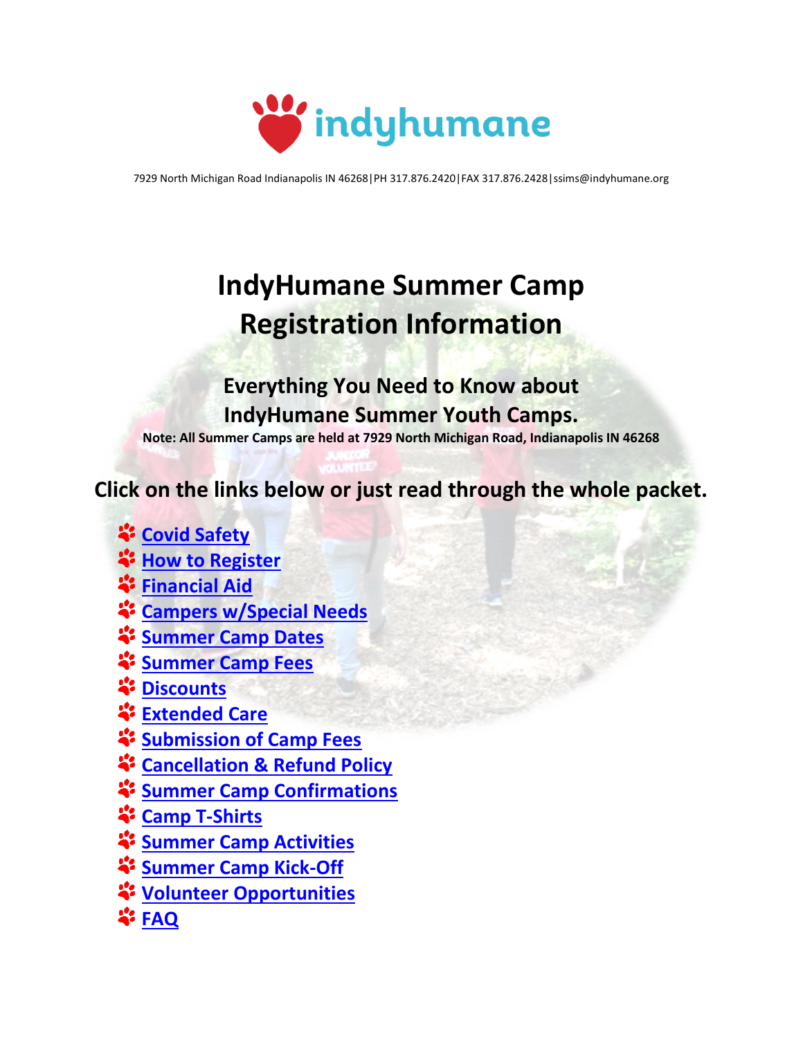indyhumane

7929 North Michigan Road Indianapolis IN 46268|PH 317.876.2420|FAX 317.876.2428|ssims@indyhumane.org

# IndyHumane Summer Camp Registration Information

## Everything You Need to Know about IndyHumane Summer Youth Camps.

**Note: All Summer Camps are held at 7929 North Michigan Road, Indianapolis IN 46268**

## Click on the links below or just read through the whole packet.

- Covid Safety
- How to Register
- Financial Aid
- Campers w/Special Needs
- Summer Camp Dates
- Summer Camp Fees
- Discounts
- Extended Care
- Submission of Camp Fees
- Cancellation & Refund Policy
- Summer Camp Confirmations
- Camp T-Shirts
- Summer Camp Activities
- Summer Camp Kick-Off
- Volunteer Opportunities
- FAQ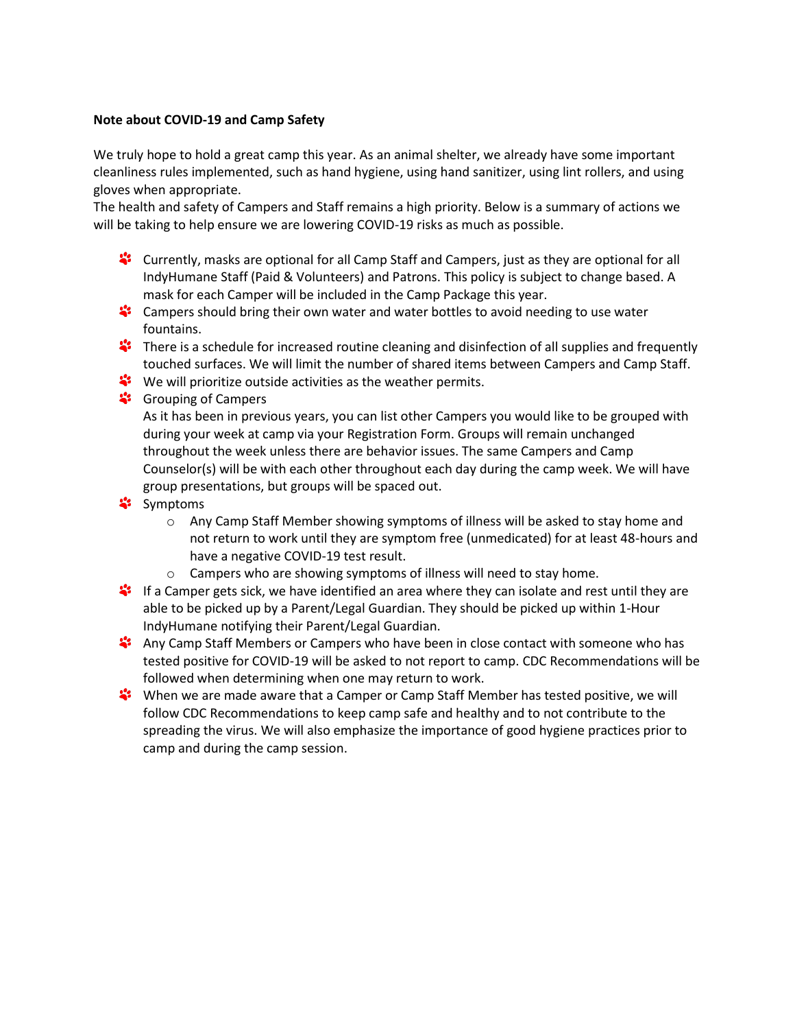**Note about COVID-19 and Camp Safety**

We truly hope to hold a great camp this year. As an animal shelter, we already have some important cleanliness rules implemented, such as hand hygiene, using hand sanitizer, using lint rollers, and using gloves when appropriate.
The health and safety of Campers and Staff remains a high priority. Below is a summary of actions we will be taking to help ensure we are lowering COVID-19 risks as much as possible.

- Currently, masks are optional for all Camp Staff and Campers, just as they are optional for all IndyHumane Staff (Paid & Volunteers) and Patrons. This policy is subject to change based. A mask for each Camper will be included in the Camp Package this year.
- Campers should bring their own water and water bottles to avoid needing to use water fountains.
- There is a schedule for increased routine cleaning and disinfection of all supplies and frequently touched surfaces. We will limit the number of shared items between Campers and Camp Staff.
- We will prioritize outside activities as the weather permits.
- Grouping of Campers
  As it has been in previous years, you can list other Campers you would like to be grouped with during your week at camp via your Registration Form. Groups will remain unchanged throughout the week unless there are behavior issues. The same Campers and Camp Counselor(s) will be with each other throughout each day during the camp week. We will have group presentations, but groups will be spaced out.
- Symptoms
  - Any Camp Staff Member showing symptoms of illness will be asked to stay home and not return to work until they are symptom free (unmedicated) for at least 48-hours and have a negative COVID-19 test result.
  - Campers who are showing symptoms of illness will need to stay home.
- If a Camper gets sick, we have identified an area where they can isolate and rest until they are able to be picked up by a Parent/Legal Guardian. They should be picked up within 1-Hour IndyHumane notifying their Parent/Legal Guardian.
- Any Camp Staff Members or Campers who have been in close contact with someone who has tested positive for COVID-19 will be asked to not report to camp. CDC Recommendations will be followed when determining when one may return to work.
- When we are made aware that a Camper or Camp Staff Member has tested positive, we will follow CDC Recommendations to keep camp safe and healthy and to not contribute to the spreading the virus. We will also emphasize the importance of good hygiene practices prior to camp and during the camp session.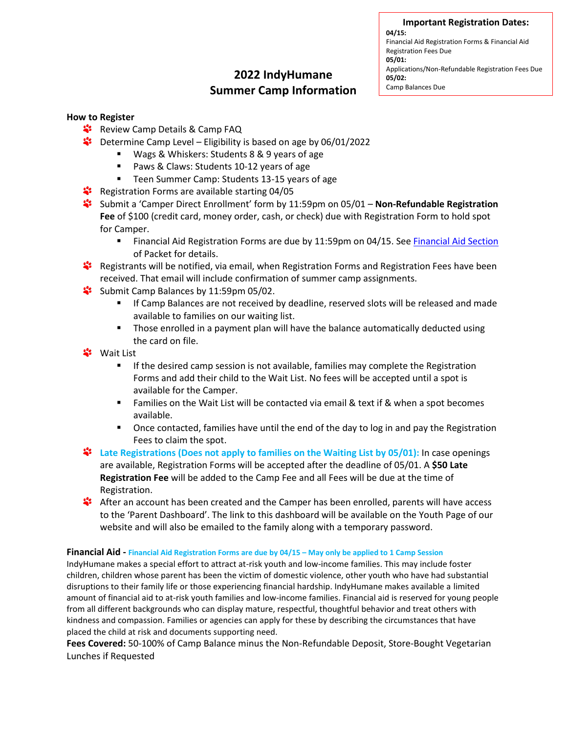**Important Registration Dates:**
**04/15:**
Financial Aid Registration Forms & Financial Aid Registration Fees Due
**05/01:**
Applications/Non-Refundable Registration Fees Due
**05/02:**
Camp Balances Due

# 2022 IndyHumane Summer Camp Information

**How to Register**

- Review Camp Details & Camp FAQ
- Determine Camp Level – Eligibility is based on age by 06/01/2022
  - Wags & Whiskers: Students 8 & 9 years of age
  - Paws & Claws: Students 10-12 years of age
  - Teen Summer Camp: Students 13-15 years of age
- Registration Forms are available starting 04/05
- Submit a 'Camper Direct Enrollment' form by 11:59pm on 05/01 – **Non-Refundable Registration Fee** of $100 (credit card, money order, cash, or check) due with Registration Form to hold spot for Camper.
  - Financial Aid Registration Forms are due by 11:59pm on 04/15. See Financial Aid Section of Packet for details.
- Registrants will be notified, via email, when Registration Forms and Registration Fees have been received. That email will include confirmation of summer camp assignments.
- Submit Camp Balances by 11:59pm 05/02.
  - If Camp Balances are not received by deadline, reserved slots will be released and made available to families on our waiting list.
  - Those enrolled in a payment plan will have the balance automatically deducted using the card on file.
- Wait List
  - If the desired camp session is not available, families may complete the Registration Forms and add their child to the Wait List. No fees will be accepted until a spot is available for the Camper.
  - Families on the Wait List will be contacted via email & text if & when a spot becomes available.
  - Once contacted, families have until the end of the day to log in and pay the Registration Fees to claim the spot.
- **Late Registrations (Does not apply to families on the Waiting List by 05/01):** In case openings are available, Registration Forms will be accepted after the deadline of 05/01. A **$50 Late Registration Fee** will be added to the Camp Fee and all Fees will be due at the time of Registration.
- After an account has been created and the Camper has been enrolled, parents will have access to the 'Parent Dashboard'. The link to this dashboard will be available on the Youth Page of our website and will also be emailed to the family along with a temporary password.

**Financial Aid -** **Financial Aid Registration Forms are due by 04/15 – May only be applied to 1 Camp Session**

IndyHumane makes a special effort to attract at-risk youth and low-income families. This may include foster children, children whose parent has been the victim of domestic violence, other youth who have had substantial disruptions to their family life or those experiencing financial hardship. IndyHumane makes available a limited amount of financial aid to at-risk youth families and low-income families. Financial aid is reserved for young people from all different backgrounds who can display mature, respectful, thoughtful behavior and treat others with kindness and compassion. Families or agencies can apply for these by describing the circumstances that have placed the child at risk and documents supporting need.

**Fees Covered:** 50-100% of Camp Balance minus the Non-Refundable Deposit, Store-Bought Vegetarian Lunches if Requested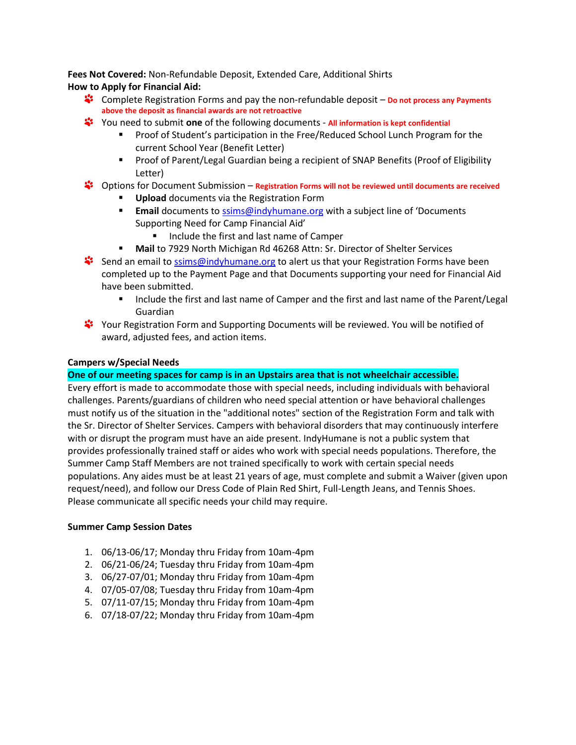**Fees Not Covered:** Non-Refundable Deposit, Extended Care, Additional Shirts

**How to Apply for Financial Aid:**

- Complete Registration Forms and pay the non-refundable deposit – **Do not process any Payments above the deposit as financial awards are not retroactive**
- You need to submit **one** of the following documents - **All information is kept confidential**
  - Proof of Student's participation in the Free/Reduced School Lunch Program for the current School Year (Benefit Letter)
  - Proof of Parent/Legal Guardian being a recipient of SNAP Benefits (Proof of Eligibility Letter)
- Options for Document Submission – **Registration Forms will not be reviewed until documents are received**
  - **Upload** documents via the Registration Form
  - **Email** documents to ssims@indyhumane.org with a subject line of 'Documents Supporting Need for Camp Financial Aid'
    - Include the first and last name of Camper
  - **Mail** to 7929 North Michigan Rd 46268 Attn: Sr. Director of Shelter Services
- Send an email to ssims@indyhumane.org to alert us that your Registration Forms have been completed up to the Payment Page and that Documents supporting your need for Financial Aid have been submitted.
  - Include the first and last name of Camper and the first and last name of the Parent/Legal Guardian
- Your Registration Form and Supporting Documents will be reviewed. You will be notified of award, adjusted fees, and action items.

**Campers w/Special Needs**

**One of our meeting spaces for camp is in an Upstairs area that is not wheelchair accessible.**

Every effort is made to accommodate those with special needs, including individuals with behavioral challenges. Parents/guardians of children who need special attention or have behavioral challenges must notify us of the situation in the "additional notes" section of the Registration Form and talk with the Sr. Director of Shelter Services. Campers with behavioral disorders that may continuously interfere with or disrupt the program must have an aide present. IndyHumane is not a public system that provides professionally trained staff or aides who work with special needs populations. Therefore, the Summer Camp Staff Members are not trained specifically to work with certain special needs populations. Any aides must be at least 21 years of age, must complete and submit a Waiver (given upon request/need), and follow our Dress Code of Plain Red Shirt, Full-Length Jeans, and Tennis Shoes. Please communicate all specific needs your child may require.

**Summer Camp Session Dates**

1. 06/13-06/17; Monday thru Friday from 10am-4pm
2. 06/21-06/24; Tuesday thru Friday from 10am-4pm
3. 06/27-07/01; Monday thru Friday from 10am-4pm
4. 07/05-07/08; Tuesday thru Friday from 10am-4pm
5. 07/11-07/15; Monday thru Friday from 10am-4pm
6. 07/18-07/22; Monday thru Friday from 10am-4pm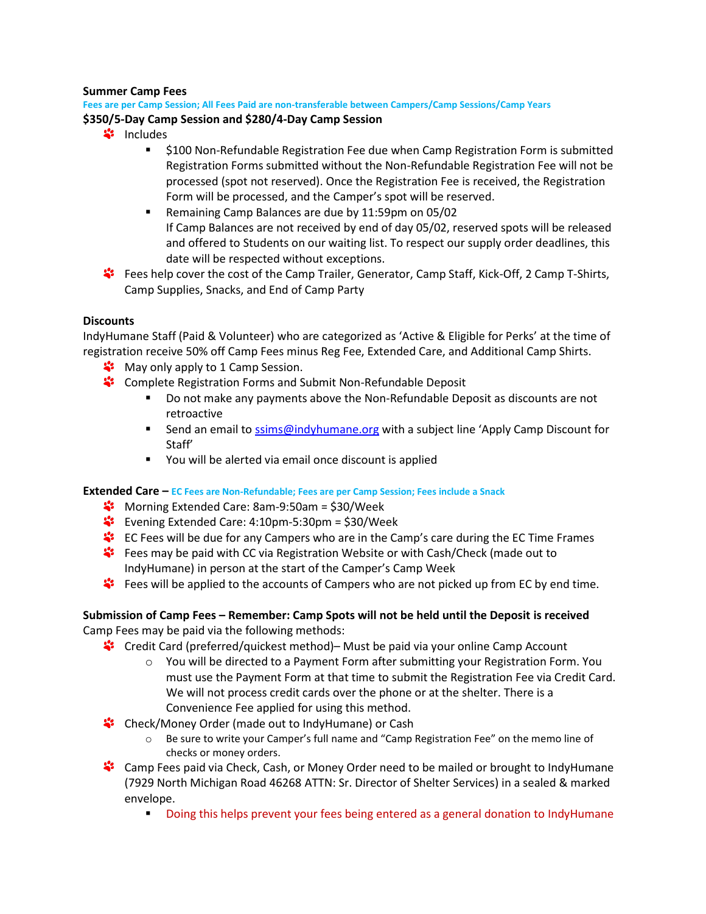**Summer Camp Fees**

Fees are per Camp Session; All Fees Paid are non-transferable between Campers/Camp Sessions/Camp Years

**$350/5-Day Camp Session and $280/4-Day Camp Session**

- Includes
  - $100 Non-Refundable Registration Fee due when Camp Registration Form is submitted Registration Forms submitted without the Non-Refundable Registration Fee will not be processed (spot not reserved). Once the Registration Fee is received, the Registration Form will be processed, and the Camper's spot will be reserved.
  - Remaining Camp Balances are due by 11:59pm on 05/02 If Camp Balances are not received by end of day 05/02, reserved spots will be released and offered to Students on our waiting list. To respect our supply order deadlines, this date will be respected without exceptions.
- Fees help cover the cost of the Camp Trailer, Generator, Camp Staff, Kick-Off, 2 Camp T-Shirts, Camp Supplies, Snacks, and End of Camp Party

**Discounts**

IndyHumane Staff (Paid & Volunteer) who are categorized as 'Active & Eligible for Perks' at the time of registration receive 50% off Camp Fees minus Reg Fee, Extended Care, and Additional Camp Shirts.

- May only apply to 1 Camp Session.
- Complete Registration Forms and Submit Non-Refundable Deposit
  - Do not make any payments above the Non-Refundable Deposit as discounts are not retroactive
  - Send an email to ssims@indyhumane.org with a subject line 'Apply Camp Discount for Staff'
  - You will be alerted via email once discount is applied

**Extended Care –** EC Fees are Non-Refundable; Fees are per Camp Session; Fees include a Snack

- Morning Extended Care: 8am-9:50am = $30/Week
- Evening Extended Care: 4:10pm-5:30pm = $30/Week
- EC Fees will be due for any Campers who are in the Camp's care during the EC Time Frames
- Fees may be paid with CC via Registration Website or with Cash/Check (made out to IndyHumane) in person at the start of the Camper's Camp Week
- Fees will be applied to the accounts of Campers who are not picked up from EC by end time.

**Submission of Camp Fees – Remember: Camp Spots will not be held until the Deposit is received**

Camp Fees may be paid via the following methods:

- Credit Card (preferred/quickest method)– Must be paid via your online Camp Account
  - You will be directed to a Payment Form after submitting your Registration Form. You must use the Payment Form at that time to submit the Registration Fee via Credit Card. We will not process credit cards over the phone or at the shelter. There is a Convenience Fee applied for using this method.
- Check/Money Order (made out to IndyHumane) or Cash
  - Be sure to write your Camper's full name and "Camp Registration Fee" on the memo line of checks or money orders.
- Camp Fees paid via Check, Cash, or Money Order need to be mailed or brought to IndyHumane (7929 North Michigan Road 46268 ATTN: Sr. Director of Shelter Services) in a sealed & marked envelope.
  - Doing this helps prevent your fees being entered as a general donation to IndyHumane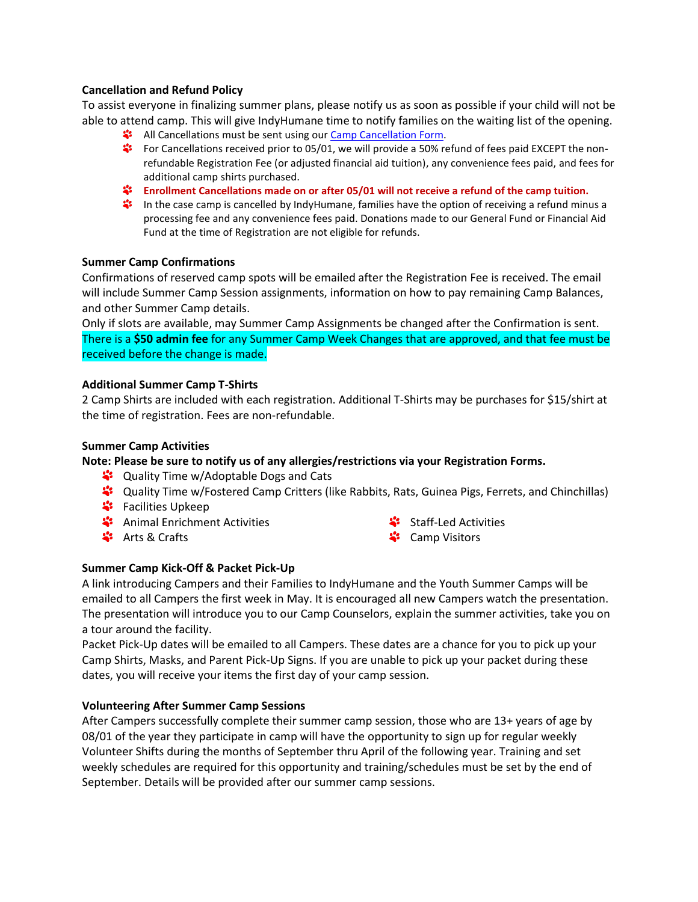**Cancellation and Refund Policy**

To assist everyone in finalizing summer plans, please notify us as soon as possible if your child will not be able to attend camp. This will give IndyHumane time to notify families on the waiting list of the opening.

- All Cancellations must be sent using our Camp Cancellation Form.
- For Cancellations received prior to 05/01, we will provide a 50% refund of fees paid EXCEPT the non-refundable Registration Fee (or adjusted financial aid tuition), any convenience fees paid, and fees for additional camp shirts purchased.
- **Enrollment Cancellations made on or after 05/01 will not receive a refund of the camp tuition.**
- In the case camp is cancelled by IndyHumane, families have the option of receiving a refund minus a processing fee and any convenience fees paid. Donations made to our General Fund or Financial Aid Fund at the time of Registration are not eligible for refunds.

**Summer Camp Confirmations**

Confirmations of reserved camp spots will be emailed after the Registration Fee is received. The email will include Summer Camp Session assignments, information on how to pay remaining Camp Balances, and other Summer Camp details.

Only if slots are available, may Summer Camp Assignments be changed after the Confirmation is sent. There is a **$50 admin fee** for any Summer Camp Week Changes that are approved, and that fee must be received before the change is made.

**Additional Summer Camp T-Shirts**

2 Camp Shirts are included with each registration. Additional T-Shirts may be purchases for $15/shirt at the time of registration. Fees are non-refundable.

**Summer Camp Activities**

**Note: Please be sure to notify us of any allergies/restrictions via your Registration Forms.**

- Quality Time w/Adoptable Dogs and Cats
- Quality Time w/Fostered Camp Critters (like Rabbits, Rats, Guinea Pigs, Ferrets, and Chinchillas)
- Facilities Upkeep
- Animal Enrichment Activities
- Arts & Crafts
- Staff-Led Activities
- Camp Visitors

**Summer Camp Kick-Off & Packet Pick-Up**

A link introducing Campers and their Families to IndyHumane and the Youth Summer Camps will be emailed to all Campers the first week in May. It is encouraged all new Campers watch the presentation. The presentation will introduce you to our Camp Counselors, explain the summer activities, take you on a tour around the facility.

Packet Pick-Up dates will be emailed to all Campers. These dates are a chance for you to pick up your Camp Shirts, Masks, and Parent Pick-Up Signs. If you are unable to pick up your packet during these dates, you will receive your items the first day of your camp session.

**Volunteering After Summer Camp Sessions**

After Campers successfully complete their summer camp session, those who are 13+ years of age by 08/01 of the year they participate in camp will have the opportunity to sign up for regular weekly Volunteer Shifts during the months of September thru April of the following year. Training and set weekly schedules are required for this opportunity and training/schedules must be set by the end of September. Details will be provided after our summer camp sessions.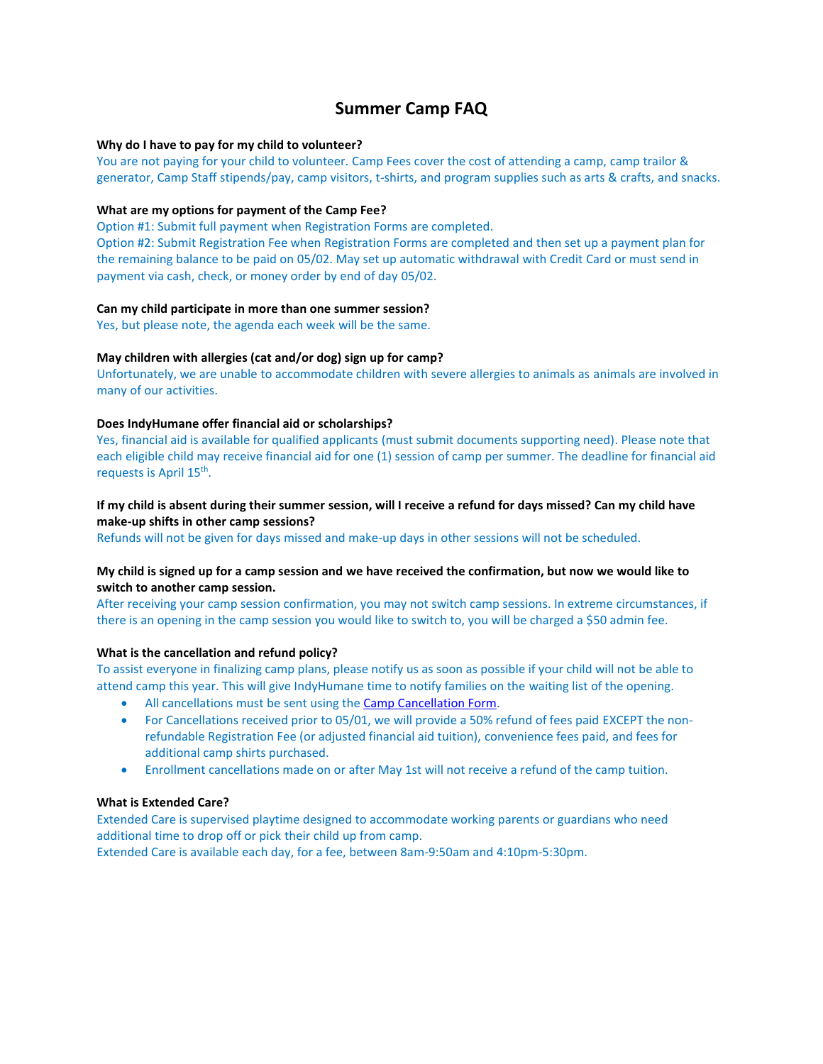# Summer Camp FAQ

**Why do I have to pay for my child to volunteer?**

You are not paying for your child to volunteer. Camp Fees cover the cost of attending a camp, camp trailor & generator, Camp Staff stipends/pay, camp visitors, t-shirts, and program supplies such as arts & crafts, and snacks.

**What are my options for payment of the Camp Fee?**

Option #1: Submit full payment when Registration Forms are completed.

Option #2: Submit Registration Fee when Registration Forms are completed and then set up a payment plan for the remaining balance to be paid on 05/02. May set up automatic withdrawal with Credit Card or must send in payment via cash, check, or money order by end of day 05/02.

**Can my child participate in more than one summer session?**

Yes, but please note, the agenda each week will be the same.

**May children with allergies (cat and/or dog) sign up for camp?**

Unfortunately, we are unable to accommodate children with severe allergies to animals as animals are involved in many of our activities.

**Does IndyHumane offer financial aid or scholarships?**

Yes, financial aid is available for qualified applicants (must submit documents supporting need). Please note that each eligible child may receive financial aid for one (1) session of camp per summer. The deadline for financial aid requests is April 15th.

**If my child is absent during their summer session, will I receive a refund for days missed? Can my child have make-up shifts in other camp sessions?**

Refunds will not be given for days missed and make-up days in other sessions will not be scheduled.

**My child is signed up for a camp session and we have received the confirmation, but now we would like to switch to another camp session.**

After receiving your camp session confirmation, you may not switch camp sessions. In extreme circumstances, if there is an opening in the camp session you would like to switch to, you will be charged a $50 admin fee.

**What is the cancellation and refund policy?**

To assist everyone in finalizing camp plans, please notify us as soon as possible if your child will not be able to attend camp this year. This will give IndyHumane time to notify families on the waiting list of the opening.

- All cancellations must be sent using the Camp Cancellation Form.
- For Cancellations received prior to 05/01, we will provide a 50% refund of fees paid EXCEPT the non-refundable Registration Fee (or adjusted financial aid tuition), convenience fees paid, and fees for additional camp shirts purchased.
- Enrollment cancellations made on or after May 1st will not receive a refund of the camp tuition.

**What is Extended Care?**

Extended Care is supervised playtime designed to accommodate working parents or guardians who need additional time to drop off or pick their child up from camp.

Extended Care is available each day, for a fee, between 8am-9:50am and 4:10pm-5:30pm.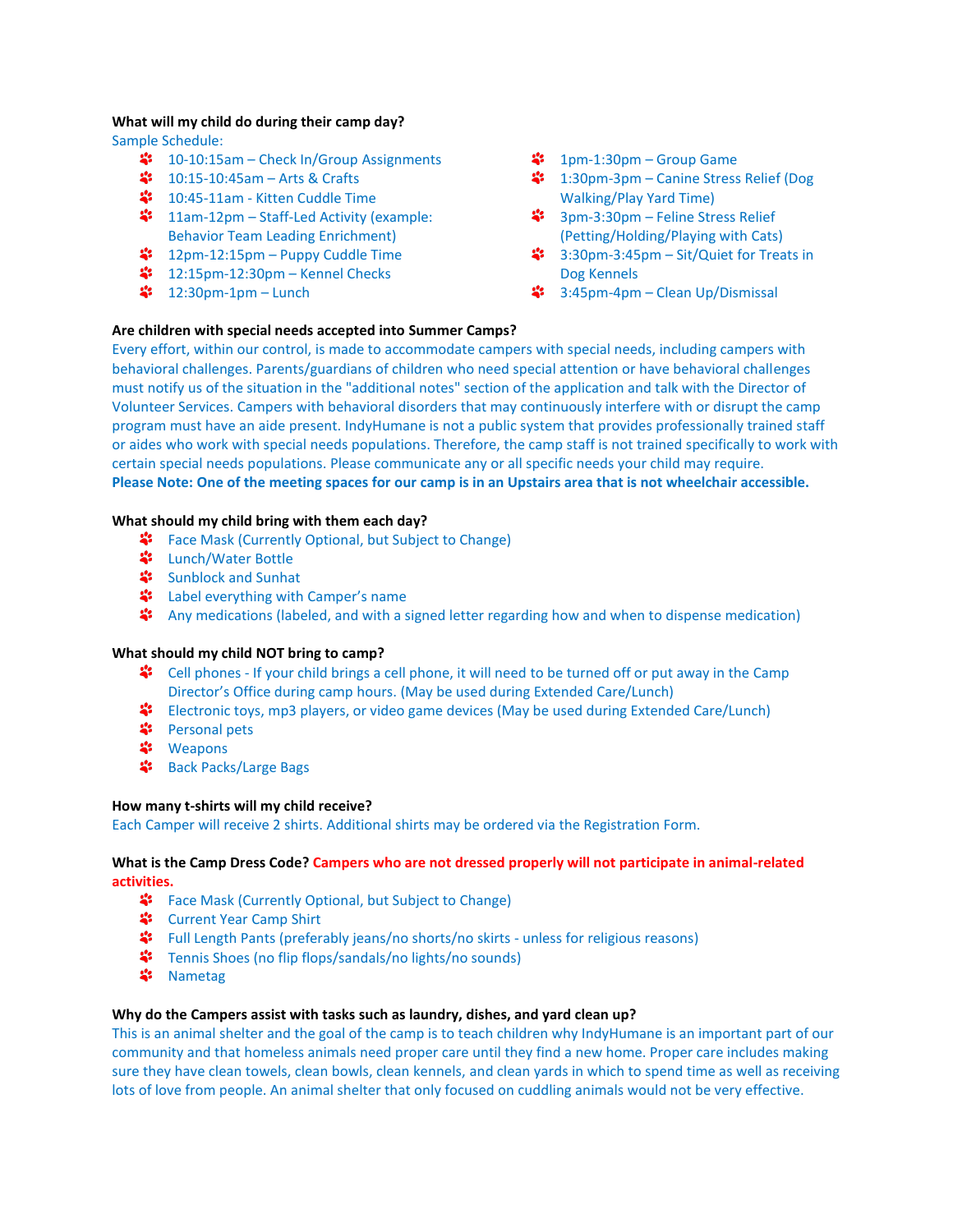**What will my child do during their camp day?**

Sample Schedule:

- 10-10:15am – Check In/Group Assignments
- 10:15-10:45am – Arts & Crafts
- 10:45-11am - Kitten Cuddle Time
- 11am-12pm – Staff-Led Activity (example: Behavior Team Leading Enrichment)
- 12pm-12:15pm – Puppy Cuddle Time
- 12:15pm-12:30pm – Kennel Checks
- 12:30pm-1pm – Lunch
- 1pm-1:30pm – Group Game
- 1:30pm-3pm – Canine Stress Relief (Dog Walking/Play Yard Time)
- 3pm-3:30pm – Feline Stress Relief (Petting/Holding/Playing with Cats)
- 3:30pm-3:45pm – Sit/Quiet for Treats in Dog Kennels
- 3:45pm-4pm – Clean Up/Dismissal

**Are children with special needs accepted into Summer Camps?**

Every effort, within our control, is made to accommodate campers with special needs, including campers with behavioral challenges. Parents/guardians of children who need special attention or have behavioral challenges must notify us of the situation in the "additional notes" section of the application and talk with the Director of Volunteer Services. Campers with behavioral disorders that may continuously interfere with or disrupt the camp program must have an aide present. IndyHumane is not a public system that provides professionally trained staff or aides who work with special needs populations. Therefore, the camp staff is not trained specifically to work with certain special needs populations. Please communicate any or all specific needs your child may require.

**Please Note: One of the meeting spaces for our camp is in an Upstairs area that is not wheelchair accessible.**

**What should my child bring with them each day?**

- Face Mask (Currently Optional, but Subject to Change)
- Lunch/Water Bottle
- Sunblock and Sunhat
- Label everything with Camper's name
- Any medications (labeled, and with a signed letter regarding how and when to dispense medication)

**What should my child NOT bring to camp?**

- Cell phones - If your child brings a cell phone, it will need to be turned off or put away in the Camp Director's Office during camp hours. (May be used during Extended Care/Lunch)
- Electronic toys, mp3 players, or video game devices (May be used during Extended Care/Lunch)
- Personal pets
- Weapons
- Back Packs/Large Bags

**How many t-shirts will my child receive?**

Each Camper will receive 2 shirts. Additional shirts may be ordered via the Registration Form.

**What is the Camp Dress Code?** **Campers who are not dressed properly will not participate in animal-related activities.**

- Face Mask (Currently Optional, but Subject to Change)
- Current Year Camp Shirt
- Full Length Pants (preferably jeans/no shorts/no skirts - unless for religious reasons)
- Tennis Shoes (no flip flops/sandals/no lights/no sounds)
- Nametag

**Why do the Campers assist with tasks such as laundry, dishes, and yard clean up?**

This is an animal shelter and the goal of the camp is to teach children why IndyHumane is an important part of our community and that homeless animals need proper care until they find a new home. Proper care includes making sure they have clean towels, clean bowls, clean kennels, and clean yards in which to spend time as well as receiving lots of love from people. An animal shelter that only focused on cuddling animals would not be very effective.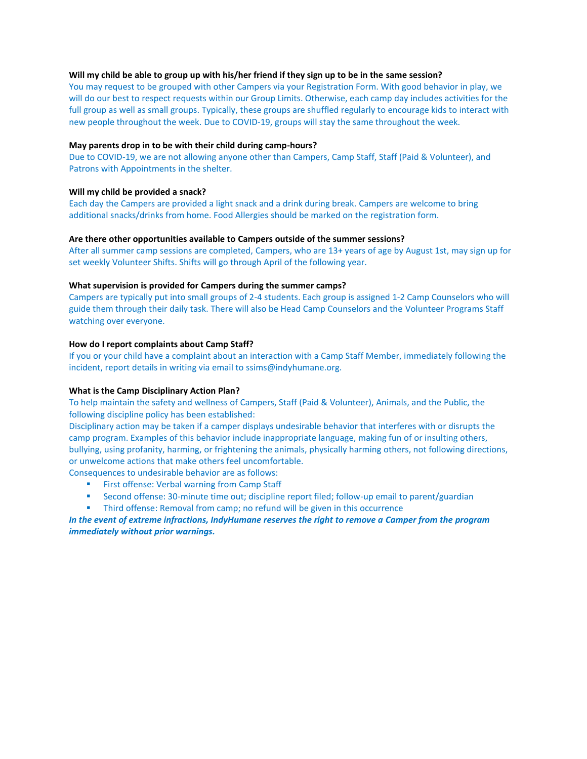**Will my child be able to group up with his/her friend if they sign up to be in the same session?**

You may request to be grouped with other Campers via your Registration Form. With good behavior in play, we will do our best to respect requests within our Group Limits. Otherwise, each camp day includes activities for the full group as well as small groups. Typically, these groups are shuffled regularly to encourage kids to interact with new people throughout the week. Due to COVID-19, groups will stay the same throughout the week.

**May parents drop in to be with their child during camp-hours?**

Due to COVID-19, we are not allowing anyone other than Campers, Camp Staff, Staff (Paid & Volunteer), and Patrons with Appointments in the shelter.

**Will my child be provided a snack?**

Each day the Campers are provided a light snack and a drink during break. Campers are welcome to bring additional snacks/drinks from home. Food Allergies should be marked on the registration form.

**Are there other opportunities available to Campers outside of the summer sessions?**

After all summer camp sessions are completed, Campers, who are 13+ years of age by August 1st, may sign up for set weekly Volunteer Shifts. Shifts will go through April of the following year.

**What supervision is provided for Campers during the summer camps?**

Campers are typically put into small groups of 2-4 students. Each group is assigned 1-2 Camp Counselors who will guide them through their daily task. There will also be Head Camp Counselors and the Volunteer Programs Staff watching over everyone.

**How do I report complaints about Camp Staff?**

If you or your child have a complaint about an interaction with a Camp Staff Member, immediately following the incident, report details in writing via email to ssims@indyhumane.org.

**What is the Camp Disciplinary Action Plan?**

To help maintain the safety and wellness of Campers, Staff (Paid & Volunteer), Animals, and the Public, the following discipline policy has been established:

Disciplinary action may be taken if a camper displays undesirable behavior that interferes with or disrupts the camp program. Examples of this behavior include inappropriate language, making fun of or insulting others, bullying, using profanity, harming, or frightening the animals, physically harming others, not following directions, or unwelcome actions that make others feel uncomfortable.

Consequences to undesirable behavior are as follows:

- First offense: Verbal warning from Camp Staff
- Second offense: 30-minute time out; discipline report filed; follow-up email to parent/guardian
- Third offense: Removal from camp; no refund will be given in this occurrence

***In the event of extreme infractions, IndyHumane reserves the right to remove a Camper from the program immediately without prior warnings.***